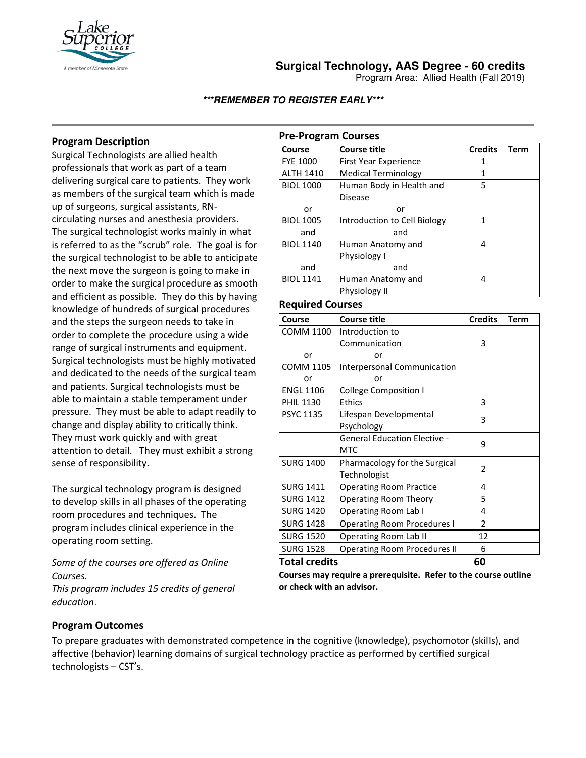# Surgical Technology, AAS Degree - 60 credits

Program Area: Allied Health (Fall 2019)

***REMEMBER TO REGISTER EARLY***

## Program Description

Surgical Technologists are allied health professionals that work as part of a team delivering surgical care to patients. They work as members of the surgical team which is made up of surgeons, surgical assistants, RN-circulating nurses and anesthesia providers. The surgical technologist works mainly in what is referred to as the "scrub" role. The goal is for the surgical technologist to be able to anticipate the next move the surgeon is going to make in order to make the surgical procedure as smooth and efficient as possible. They do this by having knowledge of hundreds of surgical procedures and the steps the surgeon needs to take in order to complete the procedure using a wide range of surgical instruments and equipment. Surgical technologists must be highly motivated and dedicated to the needs of the surgical team and patients. Surgical technologists must be able to maintain a stable temperament under pressure. They must be able to adapt readily to change and display ability to critically think. They must work quickly and with great attention to detail. They must exhibit a strong sense of responsibility.

The surgical technology program is designed to develop skills in all phases of the operating room procedures and techniques. The program includes clinical experience in the operating room setting.

*Some of the courses are offered as Online Courses.*

*This program includes 15 credits of general education.*

## Pre-Program Courses

| Course | Course title | Credits | Term |
|---|---|---|---|
| FYE 1000 | First Year Experience | 1 | |
| ALTH 1410 | Medical Terminology | 1 | |
| BIOL 1000 | Human Body in Health and Disease | 5 | |
| or | or | | |
| BIOL 1005 | Introduction to Cell Biology | 1 | |
| and | and | | |
| BIOL 1140 | Human Anatomy and Physiology I | 4 | |
| and | and | | |
| BIOL 1141 | Human Anatomy and Physiology II | 4 | |

## Required Courses

| Course | Course title | Credits | Term |
|---|---|---|---|
| COMM 1100 | Introduction to Communication | 3 | |
| or | or | | |
| COMM 1105 | Interpersonal Communication | | |
| or | or | | |
| ENGL 1106 | College Composition I | | |
| PHIL 1130 | Ethics | 3 | |
| PSYC 1135 | Lifespan Developmental Psychology | 3 | |
| | General Education Elective - MTC | 9 | |
| SURG 1400 | Pharmacology for the Surgical Technologist | 2 | |
| SURG 1411 | Operating Room Practice | 4 | |
| SURG 1412 | Operating Room Theory | 5 | |
| SURG 1420 | Operating Room Lab I | 4 | |
| SURG 1428 | Operating Room Procedures I | 2 | |
| SURG 1520 | Operating Room Lab II | 12 | |
| SURG 1528 | Operating Room Procedures II | 6 | |
| **Total credits** | | **60** | |

**Courses may require a prerequisite. Refer to the course outline or check with an advisor.**

## Program Outcomes

To prepare graduates with demonstrated competence in the cognitive (knowledge), psychomotor (skills), and affective (behavior) learning domains of surgical technology practice as performed by certified surgical technologists – CST's.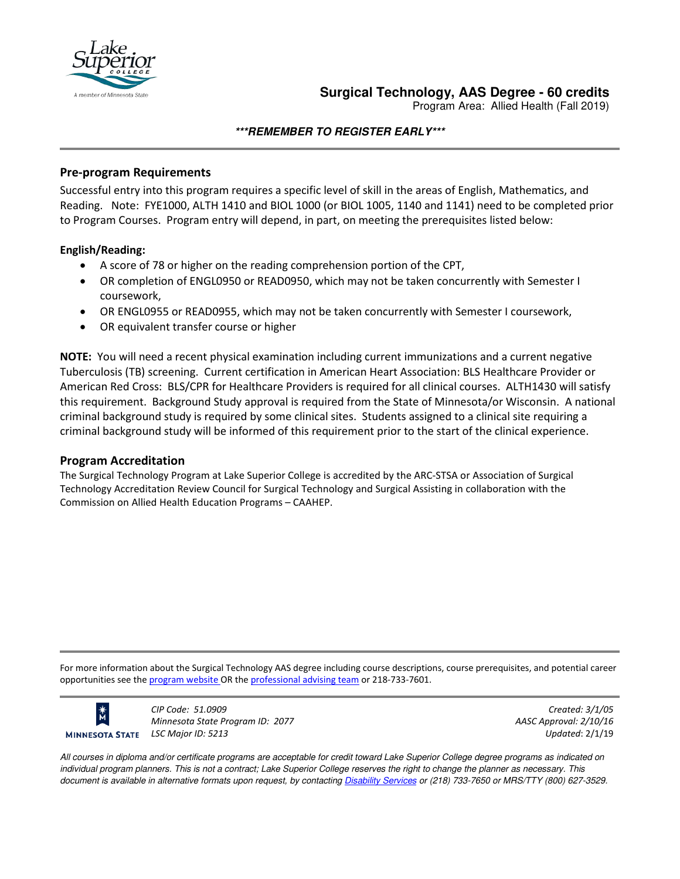## Surgical Technology, AAS Degree - 60 credits

Program Area: Allied Health (Fall 2019)

***REMEMBER TO REGISTER EARLY***

### Pre-program Requirements

Successful entry into this program requires a specific level of skill in the areas of English, Mathematics, and Reading. Note: FYE1000, ALTH 1410 and BIOL 1000 (or BIOL 1005, 1140 and 1141) need to be completed prior to Program Courses. Program entry will depend, in part, on meeting the prerequisites listed below:

**English/Reading:**

- A score of 78 or higher on the reading comprehension portion of the CPT,
- OR completion of ENGL0950 or READ0950, which may not be taken concurrently with Semester I coursework,
- OR ENGL0955 or READ0955, which may not be taken concurrently with Semester I coursework,
- OR equivalent transfer course or higher

**NOTE:** You will need a recent physical examination including current immunizations and a current negative Tuberculosis (TB) screening. Current certification in American Heart Association: BLS Healthcare Provider or American Red Cross: BLS/CPR for Healthcare Providers is required for all clinical courses. ALTH1430 will satisfy this requirement. Background Study approval is required from the State of Minnesota/or Wisconsin. A national criminal background study is required by some clinical sites. Students assigned to a clinical site requiring a criminal background study will be informed of this requirement prior to the start of the clinical experience.

### Program Accreditation

The Surgical Technology Program at Lake Superior College is accredited by the ARC-STSA or Association of Surgical Technology Accreditation Review Council for Surgical Technology and Surgical Assisting in collaboration with the Commission on Allied Health Education Programs – CAAHEP.

For more information about the Surgical Technology AAS degree including course descriptions, course prerequisites, and potential career opportunities see the program website OR the professional advising team or 218-733-7601.

*CIP Code: 51.0909*
*Minnesota State Program ID: 2077*
*LSC Major ID: 5213*

*Created: 3/1/05*
*AASC Approval: 2/10/16*
*Updated*: 2/1/19

*All courses in diploma and/or certificate programs are acceptable for credit toward Lake Superior College degree programs as indicated on individual program planners. This is not a contract; Lake Superior College reserves the right to change the planner as necessary. This document is available in alternative formats upon request, by contacting Disability Services or (218) 733-7650 or MRS/TTY (800) 627-3529.*